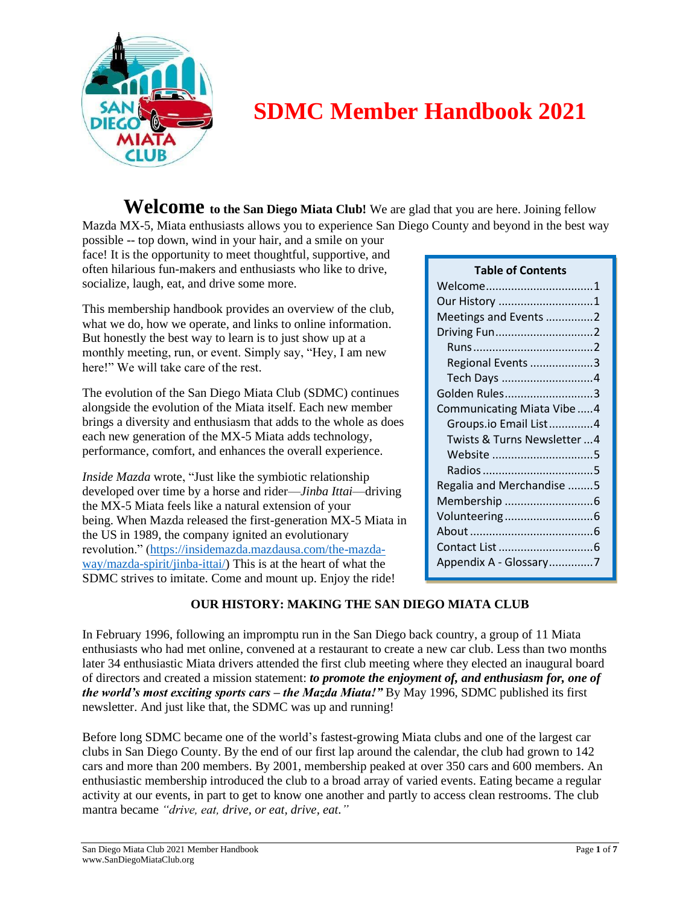# SDMC Member Handbook 2021

**Welcome to the San Diego Miata Club!** We are glad that you are here. Joining fellow Mazda MX-5, Miata enthusiasts allows you to experience San Diego County and beyond in the best way possible -- top down, wind in your hair, and a smile on your face! It is the opportunity to meet thoughtful, supportive, and often hilarious fun-makers and enthusiasts who like to drive, socialize, laugh, eat, and drive some more.

This membership handbook provides an overview of the club, what we do, how we operate, and links to online information. But honestly the best way to learn is to just show up at a monthly meeting, run, or event. Simply say, "Hey, I am new here!" We will take care of the rest.

The evolution of the San Diego Miata Club (SDMC) continues alongside the evolution of the Miata itself. Each new member brings a diversity and enthusiasm that adds to the whole as does each new generation of the MX-5 Miata adds technology, performance, comfort, and enhances the overall experience.

*Inside Mazda* wrote, "Just like the symbiotic relationship developed over time by a horse and rider—*Jinba Ittai*—driving the MX-5 Miata feels like a natural extension of your being. When Mazda released the first-generation MX-5 Miata in the US in 1989, the company ignited an evolutionary revolution." (https://insidemazda.mazdausa.com/the-mazda-way/mazda-spirit/jinba-ittai/) This is at the heart of what the SDMC strives to imitate. Come and mount up. Enjoy the ride!

**Table of Contents**

- Welcome....1
- Our History....1
- Meetings and Events....2
- Driving Fun....2
  - Runs....2
  - Regional Events....3
  - Tech Days....4
- Golden Rules....3
- Communicating Miata Vibe....4
  - Groups.io Email List....4
  - Twists & Turns Newsletter....4
  - Website....5
  - Radios....5
- Regalia and Merchandise....5
- Membership....6
- Volunteering....6
- About....6
- Contact List....6
- Appendix A - Glossary....7

## OUR HISTORY: MAKING THE SAN DIEGO MIATA CLUB

In February 1996, following an impromptu run in the San Diego back country, a group of 11 Miata enthusiasts who had met online, convened at a restaurant to create a new car club. Less than two months later 34 enthusiastic Miata drivers attended the first club meeting where they elected an inaugural board of directors and created a mission statement: ***to promote the enjoyment of, and enthusiasm for, one of the world's most exciting sports cars – the Mazda Miata!"*** By May 1996, SDMC published its first newsletter. And just like that, the SDMC was up and running!

Before long SDMC became one of the world's fastest-growing Miata clubs and one of the largest car clubs in San Diego County. By the end of our first lap around the calendar, the club had grown to 142 cars and more than 200 members. By 2001, membership peaked at over 350 cars and 600 members. An enthusiastic membership introduced the club to a broad array of varied events. Eating became a regular activity at our events, in part to get to know one another and partly to access clean restrooms. The club mantra became *"drive, eat, drive, or eat, drive, eat."*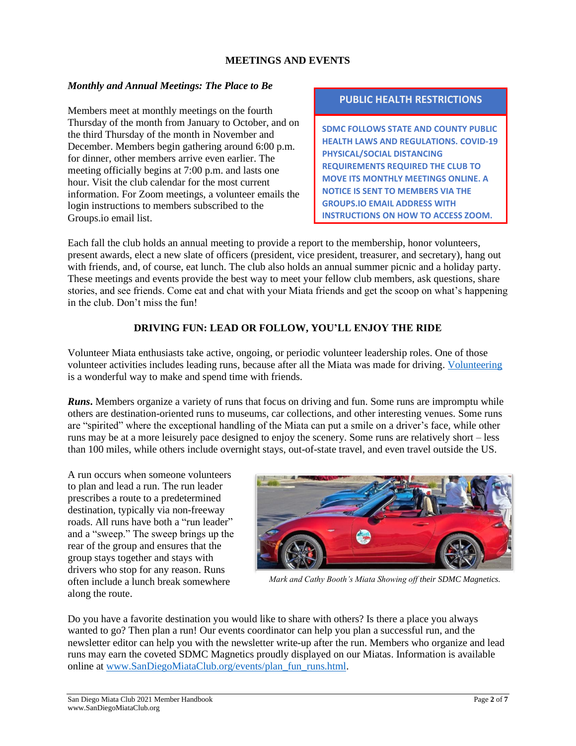## MEETINGS AND EVENTS

### *Monthly and Annual Meetings: The Place to Be*

Members meet at monthly meetings on the fourth Thursday of the month from January to October, and on the third Thursday of the month in November and December. Members begin gathering around 6:00 p.m. for dinner, other members arrive even earlier. The meeting officially begins at 7:00 p.m. and lasts one hour. Visit the club calendar for the most current information. For Zoom meetings, a volunteer emails the login instructions to members subscribed to the Groups.io email list.

**PUBLIC HEALTH RESTRICTIONS**

**SDMC FOLLOWS STATE AND COUNTY PUBLIC HEALTH LAWS AND REGULATIONS. COVID-19 PHYSICAL/SOCIAL DISTANCING REQUIREMENTS REQUIRED THE CLUB TO MOVE ITS MONTHLY MEETINGS ONLINE. A NOTICE IS SENT TO MEMBERS VIA THE GROUPS.IO EMAIL ADDRESS WITH INSTRUCTIONS ON HOW TO ACCESS ZOOM.**

Each fall the club holds an annual meeting to provide a report to the membership, honor volunteers, present awards, elect a new slate of officers (president, vice president, treasurer, and secretary), hang out with friends, and, of course, eat lunch. The club also holds an annual summer picnic and a holiday party. These meetings and events provide the best way to meet your fellow club members, ask questions, share stories, and see friends. Come eat and chat with your Miata friends and get the scoop on what's happening in the club. Don't miss the fun!

## DRIVING FUN: LEAD OR FOLLOW, YOU'LL ENJOY THE RIDE

Volunteer Miata enthusiasts take active, ongoing, or periodic volunteer leadership roles. One of those volunteer activities includes leading runs, because after all the Miata was made for driving. Volunteering is a wonderful way to make and spend time with friends.

***Runs***. Members organize a variety of runs that focus on driving and fun. Some runs are impromptu while others are destination-oriented runs to museums, car collections, and other interesting venues. Some runs are "spirited" where the exceptional handling of the Miata can put a smile on a driver's face, while other runs may be at a more leisurely pace designed to enjoy the scenery. Some runs are relatively short – less than 100 miles, while others include overnight stays, out-of-state travel, and even travel outside the US.

A run occurs when someone volunteers to plan and lead a run. The run leader prescribes a route to a predetermined destination, typically via non-freeway roads. All runs have both a "run leader" and a "sweep." The sweep brings up the rear of the group and ensures that the group stays together and stays with drivers who stop for any reason. Runs often include a lunch break somewhere along the route.

*Mark and Cathy Booth's Miata Showing off their SDMC Magnetics.*

Do you have a favorite destination you would like to share with others? Is there a place you always wanted to go? Then plan a run! Our events coordinator can help you plan a successful run, and the newsletter editor can help you with the newsletter write-up after the run. Members who organize and lead runs may earn the coveted SDMC Magnetics proudly displayed on our Miatas. Information is available online at www.SanDiegoMiataClub.org/events/plan_fun_runs.html.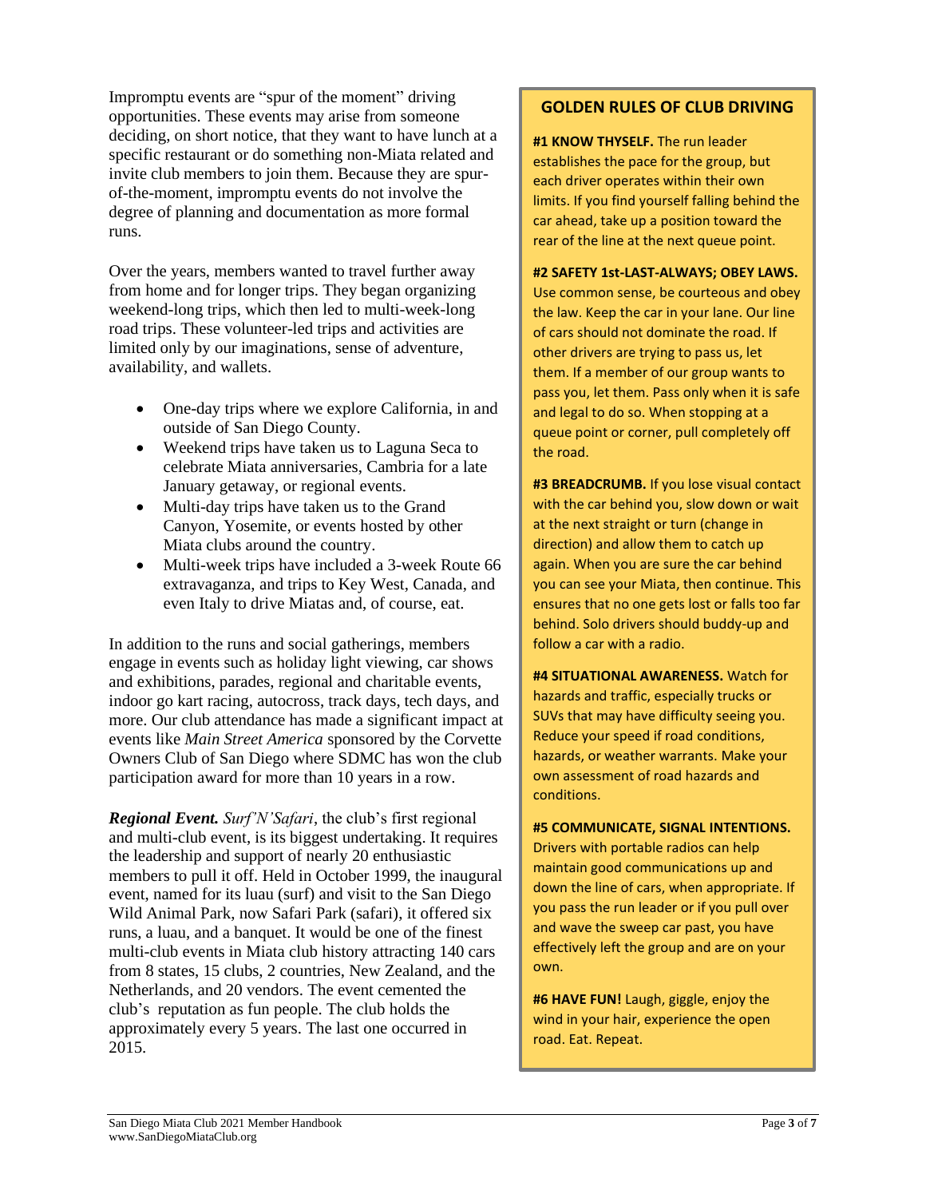Impromptu events are "spur of the moment" driving opportunities. These events may arise from someone deciding, on short notice, that they want to have lunch at a specific restaurant or do something non-Miata related and invite club members to join them. Because they are spur-of-the-moment, impromptu events do not involve the degree of planning and documentation as more formal runs.

Over the years, members wanted to travel further away from home and for longer trips. They began organizing weekend-long trips, which then led to multi-week-long road trips. These volunteer-led trips and activities are limited only by our imaginations, sense of adventure, availability, and wallets.

- One-day trips where we explore California, in and outside of San Diego County.
- Weekend trips have taken us to Laguna Seca to celebrate Miata anniversaries, Cambria for a late January getaway, or regional events.
- Multi-day trips have taken us to the Grand Canyon, Yosemite, or events hosted by other Miata clubs around the country.
- Multi-week trips have included a 3-week Route 66 extravaganza, and trips to Key West, Canada, and even Italy to drive Miatas and, of course, eat.

In addition to the runs and social gatherings, members engage in events such as holiday light viewing, car shows and exhibitions, parades, regional and charitable events, indoor go kart racing, autocross, track days, tech days, and more. Our club attendance has made a significant impact at events like *Main Street America* sponsored by the Corvette Owners Club of San Diego where SDMC has won the club participation award for more than 10 years in a row.

***Regional Event.*** *Surf'N'Safari*, the club's first regional and multi-club event, is its biggest undertaking. It requires the leadership and support of nearly 20 enthusiastic members to pull it off. Held in October 1999, the inaugural event, named for its luau (surf) and visit to the San Diego Wild Animal Park, now Safari Park (safari), it offered six runs, a luau, and a banquet. It would be one of the finest multi-club events in Miata club history attracting 140 cars from 8 states, 15 clubs, 2 countries, New Zealand, and the Netherlands, and 20 vendors. The event cemented the club's reputation as fun people. The club holds the approximately every 5 years. The last one occurred in 2015.

## GOLDEN RULES OF CLUB DRIVING

**#1 KNOW THYSELF.** The run leader establishes the pace for the group, but each driver operates within their own limits. If you find yourself falling behind the car ahead, take up a position toward the rear of the line at the next queue point.

**#2 SAFETY 1st-LAST-ALWAYS; OBEY LAWS.** Use common sense, be courteous and obey the law. Keep the car in your lane. Our line of cars should not dominate the road. If other drivers are trying to pass us, let them. If a member of our group wants to pass you, let them. Pass only when it is safe and legal to do so. When stopping at a queue point or corner, pull completely off the road.

**#3 BREADCRUMB.** If you lose visual contact with the car behind you, slow down or wait at the next straight or turn (change in direction) and allow them to catch up again. When you are sure the car behind you can see your Miata, then continue. This ensures that no one gets lost or falls too far behind. Solo drivers should buddy-up and follow a car with a radio.

**#4 SITUATIONAL AWARENESS.** Watch for hazards and traffic, especially trucks or SUVs that may have difficulty seeing you. Reduce your speed if road conditions, hazards, or weather warrants. Make your own assessment of road hazards and conditions.

**#5 COMMUNICATE, SIGNAL INTENTIONS.** Drivers with portable radios can help maintain good communications up and down the line of cars, when appropriate. If you pass the run leader or if you pull over and wave the sweep car past, you have effectively left the group and are on your own.

**#6 HAVE FUN!** Laugh, giggle, enjoy the wind in your hair, experience the open road. Eat. Repeat.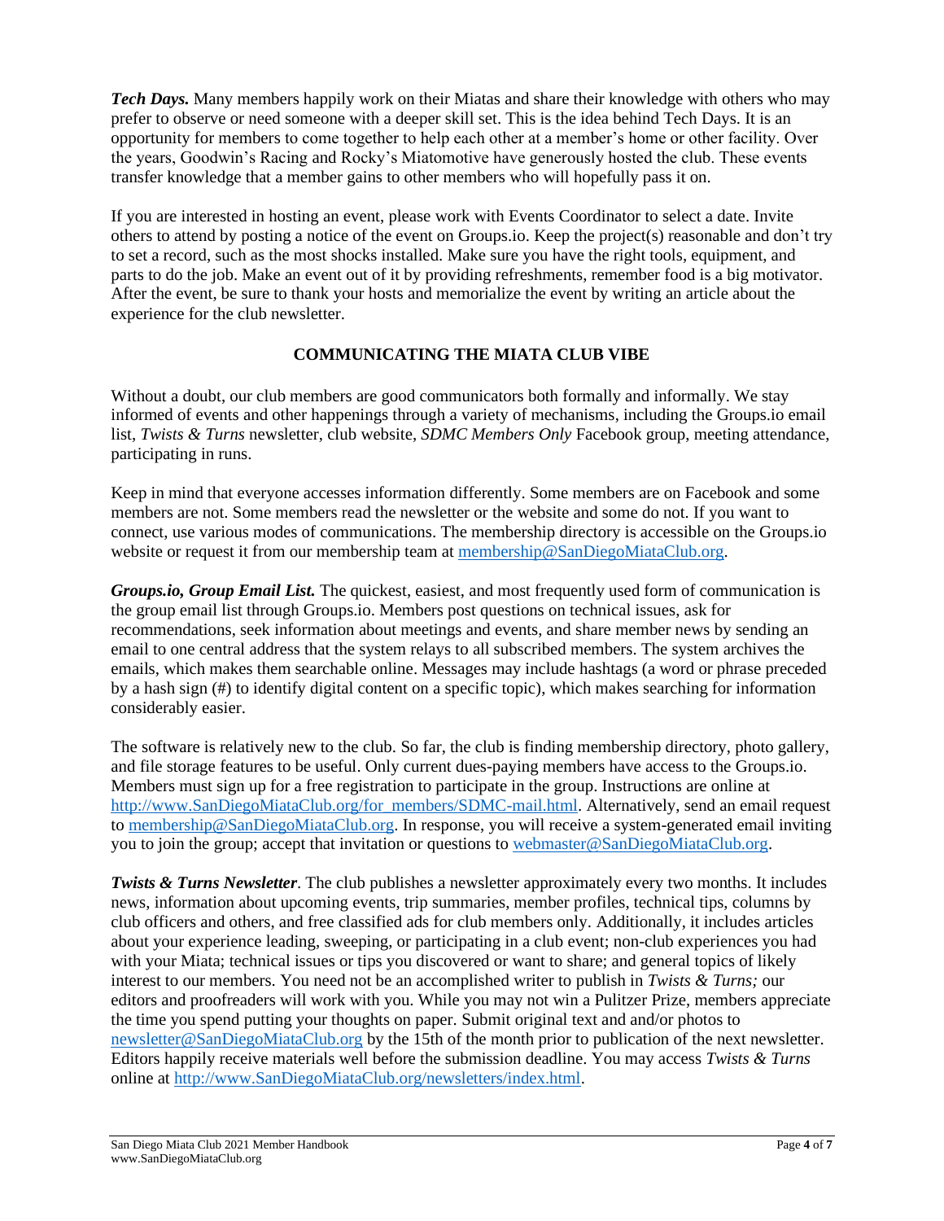***Tech Days.*** Many members happily work on their Miatas and share their knowledge with others who may prefer to observe or need someone with a deeper skill set. This is the idea behind Tech Days. It is an opportunity for members to come together to help each other at a member's home or other facility. Over the years, Goodwin's Racing and Rocky's Miatomotive have generously hosted the club. These events transfer knowledge that a member gains to other members who will hopefully pass it on.

If you are interested in hosting an event, please work with Events Coordinator to select a date. Invite others to attend by posting a notice of the event on Groups.io. Keep the project(s) reasonable and don't try to set a record, such as the most shocks installed. Make sure you have the right tools, equipment, and parts to do the job. Make an event out of it by providing refreshments, remember food is a big motivator. After the event, be sure to thank your hosts and memorialize the event by writing an article about the experience for the club newsletter.

## COMMUNICATING THE MIATA CLUB VIBE

Without a doubt, our club members are good communicators both formally and informally. We stay informed of events and other happenings through a variety of mechanisms, including the Groups.io email list, *Twists & Turns* newsletter, club website, *SDMC Members Only* Facebook group, meeting attendance, participating in runs.

Keep in mind that everyone accesses information differently. Some members are on Facebook and some members are not. Some members read the newsletter or the website and some do not. If you want to connect, use various modes of communications. The membership directory is accessible on the Groups.io website or request it from our membership team at membership@SanDiegoMiataClub.org.

***Groups.io, Group Email List.*** The quickest, easiest, and most frequently used form of communication is the group email list through Groups.io. Members post questions on technical issues, ask for recommendations, seek information about meetings and events, and share member news by sending an email to one central address that the system relays to all subscribed members. The system archives the emails, which makes them searchable online. Messages may include hashtags (a word or phrase preceded by a hash sign (#) to identify digital content on a specific topic), which makes searching for information considerably easier.

The software is relatively new to the club. So far, the club is finding membership directory, photo gallery, and file storage features to be useful. Only current dues-paying members have access to the Groups.io. Members must sign up for a free registration to participate in the group. Instructions are online at http://www.SanDiegoMiataClub.org/for_members/SDMC-mail.html. Alternatively, send an email request to membership@SanDiegoMiataClub.org. In response, you will receive a system-generated email inviting you to join the group; accept that invitation or questions to webmaster@SanDiegoMiataClub.org.

***Twists & Turns Newsletter***. The club publishes a newsletter approximately every two months. It includes news, information about upcoming events, trip summaries, member profiles, technical tips, columns by club officers and others, and free classified ads for club members only. Additionally, it includes articles about your experience leading, sweeping, or participating in a club event; non-club experiences you had with your Miata; technical issues or tips you discovered or want to share; and general topics of likely interest to our members. You need not be an accomplished writer to publish in *Twists & Turns;* our editors and proofreaders will work with you. While you may not win a Pulitzer Prize, members appreciate the time you spend putting your thoughts on paper. Submit original text and/or photos to newsletter@SanDiegoMiataClub.org by the 15th of the month prior to publication of the next newsletter. Editors happily receive materials well before the submission deadline. You may access *Twists & Turns* online at http://www.SanDiegoMiataClub.org/newsletters/index.html.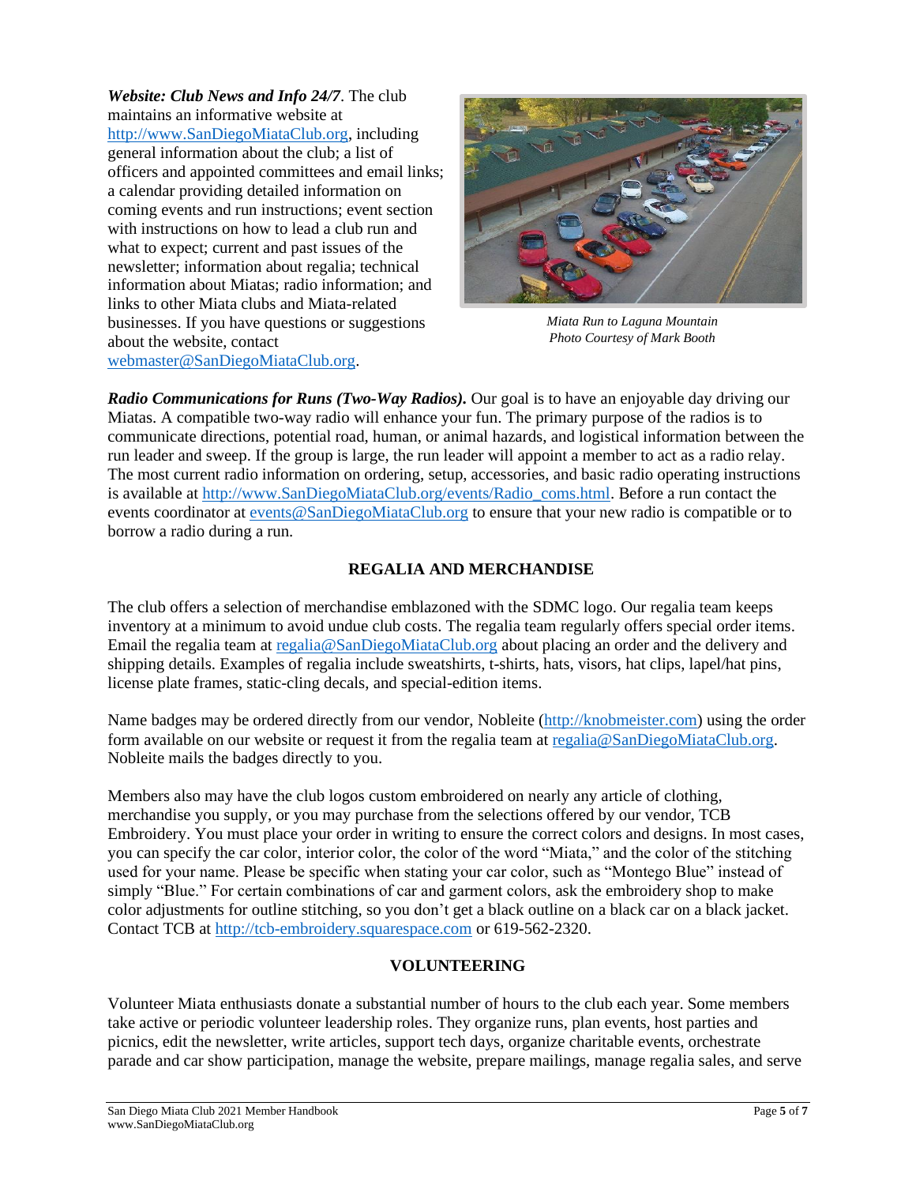***Website: Club News and Info 24/7***. The club maintains an informative website at http://www.SanDiegoMiataClub.org, including general information about the club; a list of officers and appointed committees and email links; a calendar providing detailed information on coming events and run instructions; event section with instructions on how to lead a club run and what to expect; current and past issues of the newsletter; information about regalia; technical information about Miatas; radio information; and links to other Miata clubs and Miata-related businesses. If you have questions or suggestions about the website, contact webmaster@SanDiegoMiataClub.org.

*Miata Run to Laguna Mountain*
*Photo Courtesy of Mark Booth*

***Radio Communications for Runs (Two-Way Radios).*** Our goal is to have an enjoyable day driving our Miatas. A compatible two-way radio will enhance your fun. The primary purpose of the radios is to communicate directions, potential road, human, or animal hazards, and logistical information between the run leader and sweep. If the group is large, the run leader will appoint a member to act as a radio relay. The most current radio information on ordering, setup, accessories, and basic radio operating instructions is available at http://www.SanDiegoMiataClub.org/events/Radio_coms.html. Before a run contact the events coordinator at events@SanDiegoMiataClub.org to ensure that your new radio is compatible or to borrow a radio during a run.

## REGALIA AND MERCHANDISE

The club offers a selection of merchandise emblazoned with the SDMC logo. Our regalia team keeps inventory at a minimum to avoid undue club costs. The regalia team regularly offers special order items. Email the regalia team at regalia@SanDiegoMiataClub.org about placing an order and the delivery and shipping details. Examples of regalia include sweatshirts, t-shirts, hats, visors, hat clips, lapel/hat pins, license plate frames, static-cling decals, and special-edition items.

Name badges may be ordered directly from our vendor, Nobleite (http://knobmeister.com) using the order form available on our website or request it from the regalia team at regalia@SanDiegoMiataClub.org. Nobleite mails the badges directly to you.

Members also may have the club logos custom embroidered on nearly any article of clothing, merchandise you supply, or you may purchase from the selections offered by our vendor, TCB Embroidery. You must place your order in writing to ensure the correct colors and designs. In most cases, you can specify the car color, interior color, the color of the word "Miata," and the color of the stitching used for your name. Please be specific when stating your car color, such as "Montego Blue" instead of simply "Blue." For certain combinations of car and garment colors, ask the embroidery shop to make color adjustments for outline stitching, so you don't get a black outline on a black car on a black jacket. Contact TCB at http://tcb-embroidery.squarespace.com or 619-562-2320.

## VOLUNTEERING

Volunteer Miata enthusiasts donate a substantial number of hours to the club each year. Some members take active or periodic volunteer leadership roles. They organize runs, plan events, host parties and picnics, edit the newsletter, write articles, support tech days, organize charitable events, orchestrate parade and car show participation, manage the website, prepare mailings, manage regalia sales, and serve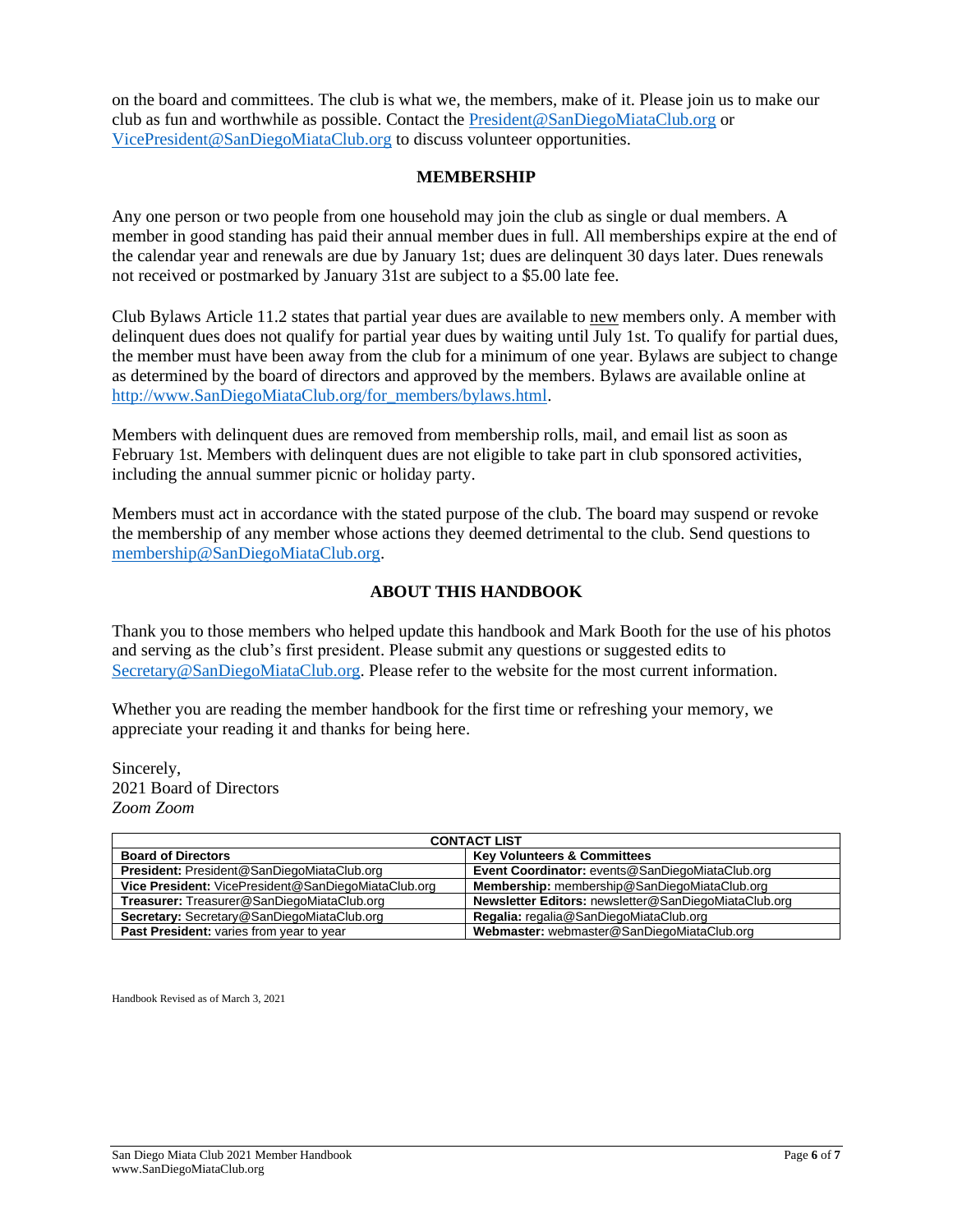on the board and committees. The club is what we, the members, make of it. Please join us to make our club as fun and worthwhile as possible. Contact the President@SanDiegoMiataClub.org or VicePresident@SanDiegoMiataClub.org to discuss volunteer opportunities.

## MEMBERSHIP

Any one person or two people from one household may join the club as single or dual members. A member in good standing has paid their annual member dues in full. All memberships expire at the end of the calendar year and renewals are due by January 1st; dues are delinquent 30 days later. Dues renewals not received or postmarked by January 31st are subject to a $5.00 late fee.

Club Bylaws Article 11.2 states that partial year dues are available to new members only. A member with delinquent dues does not qualify for partial year dues by waiting until July 1st. To qualify for partial dues, the member must have been away from the club for a minimum of one year. Bylaws are subject to change as determined by the board of directors and approved by the members. Bylaws are available online at http://www.SanDiegoMiataClub.org/for_members/bylaws.html.

Members with delinquent dues are removed from membership rolls, mail, and email list as soon as February 1st. Members with delinquent dues are not eligible to take part in club sponsored activities, including the annual summer picnic or holiday party.

Members must act in accordance with the stated purpose of the club. The board may suspend or revoke the membership of any member whose actions they deemed detrimental to the club. Send questions to membership@SanDiegoMiataClub.org.

## ABOUT THIS HANDBOOK

Thank you to those members who helped update this handbook and Mark Booth for the use of his photos and serving as the club's first president. Please submit any questions or suggested edits to Secretary@SanDiegoMiataClub.org. Please refer to the website for the most current information.

Whether you are reading the member handbook for the first time or refreshing your memory, we appreciate your reading it and thanks for being here.

Sincerely,
2021 Board of Directors
*Zoom Zoom*

| CONTACT LIST | |
|---|---|
| **Board of Directors** | **Key Volunteers & Committees** |
| **President:** President@SanDiegoMiataClub.org | **Event Coordinator:** events@SanDiegoMiataClub.org |
| **Vice President:** VicePresident@SanDiegoMiataClub.org | **Membership:** membership@SanDiegoMiataClub.org |
| **Treasurer:** Treasurer@SanDiegoMiataClub.org | **Newsletter Editors:** newsletter@SanDiegoMiataClub.org |
| **Secretary:** Secretary@SanDiegoMiataClub.org | **Regalia:** regalia@SanDiegoMiataClub.org |
| **Past President:** varies from year to year | **Webmaster:** webmaster@SanDiegoMiataClub.org |

Handbook Revised as of March 3, 2021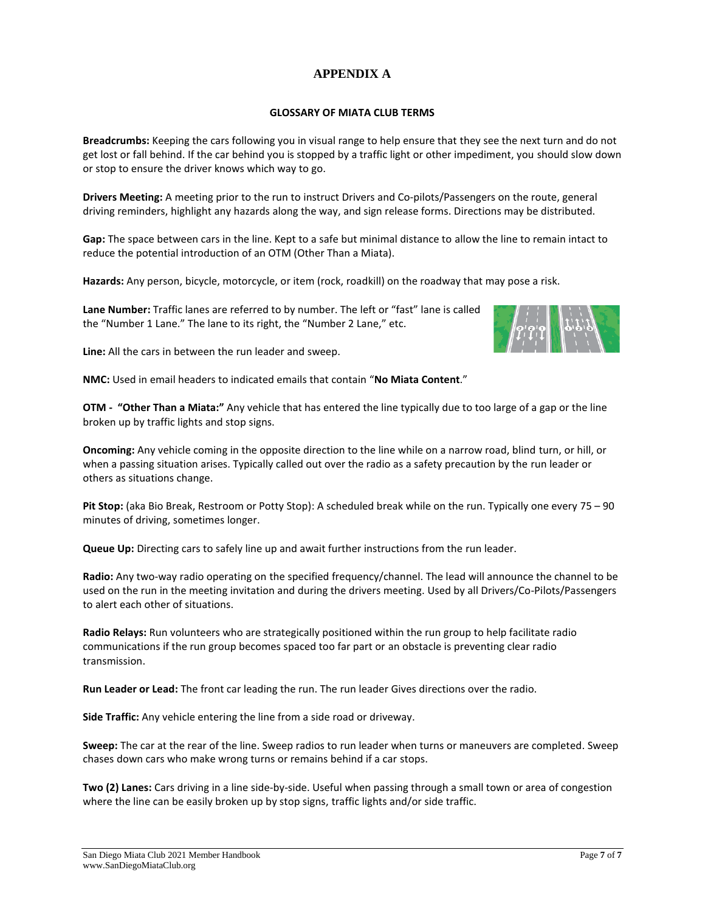# APPENDIX A

### GLOSSARY OF MIATA CLUB TERMS

**Breadcrumbs:** Keeping the cars following you in visual range to help ensure that they see the next turn and do not get lost or fall behind. If the car behind you is stopped by a traffic light or other impediment, you should slow down or stop to ensure the driver knows which way to go.

**Drivers Meeting:** A meeting prior to the run to instruct Drivers and Co-pilots/Passengers on the route, general driving reminders, highlight any hazards along the way, and sign release forms. Directions may be distributed.

**Gap:** The space between cars in the line. Kept to a safe but minimal distance to allow the line to remain intact to reduce the potential introduction of an OTM (Other Than a Miata).

**Hazards:** Any person, bicycle, motorcycle, or item (rock, roadkill) on the roadway that may pose a risk.

**Lane Number:** Traffic lanes are referred to by number. The left or "fast" lane is called the "Number 1 Lane." The lane to its right, the "Number 2 Lane," etc.

**Line:** All the cars in between the run leader and sweep.

**NMC:** Used in email headers to indicated emails that contain "**No Miata Content**."

**OTM - "Other Than a Miata:"** Any vehicle that has entered the line typically due to too large of a gap or the line broken up by traffic lights and stop signs.

**Oncoming:** Any vehicle coming in the opposite direction to the line while on a narrow road, blind turn, or hill, or when a passing situation arises. Typically called out over the radio as a safety precaution by the run leader or others as situations change.

**Pit Stop:** (aka Bio Break, Restroom or Potty Stop): A scheduled break while on the run. Typically one every 75 – 90 minutes of driving, sometimes longer.

**Queue Up:** Directing cars to safely line up and await further instructions from the run leader.

**Radio:** Any two-way radio operating on the specified frequency/channel. The lead will announce the channel to be used on the run in the meeting invitation and during the drivers meeting. Used by all Drivers/Co-Pilots/Passengers to alert each other of situations.

**Radio Relays:** Run volunteers who are strategically positioned within the run group to help facilitate radio communications if the run group becomes spaced too far part or an obstacle is preventing clear radio transmission.

**Run Leader or Lead:** The front car leading the run. The run leader Gives directions over the radio.

**Side Traffic:** Any vehicle entering the line from a side road or driveway.

**Sweep:** The car at the rear of the line. Sweep radios to run leader when turns or maneuvers are completed. Sweep chases down cars who make wrong turns or remains behind if a car stops.

**Two (2) Lanes:** Cars driving in a line side-by-side. Useful when passing through a small town or area of congestion where the line can be easily broken up by stop signs, traffic lights and/or side traffic.